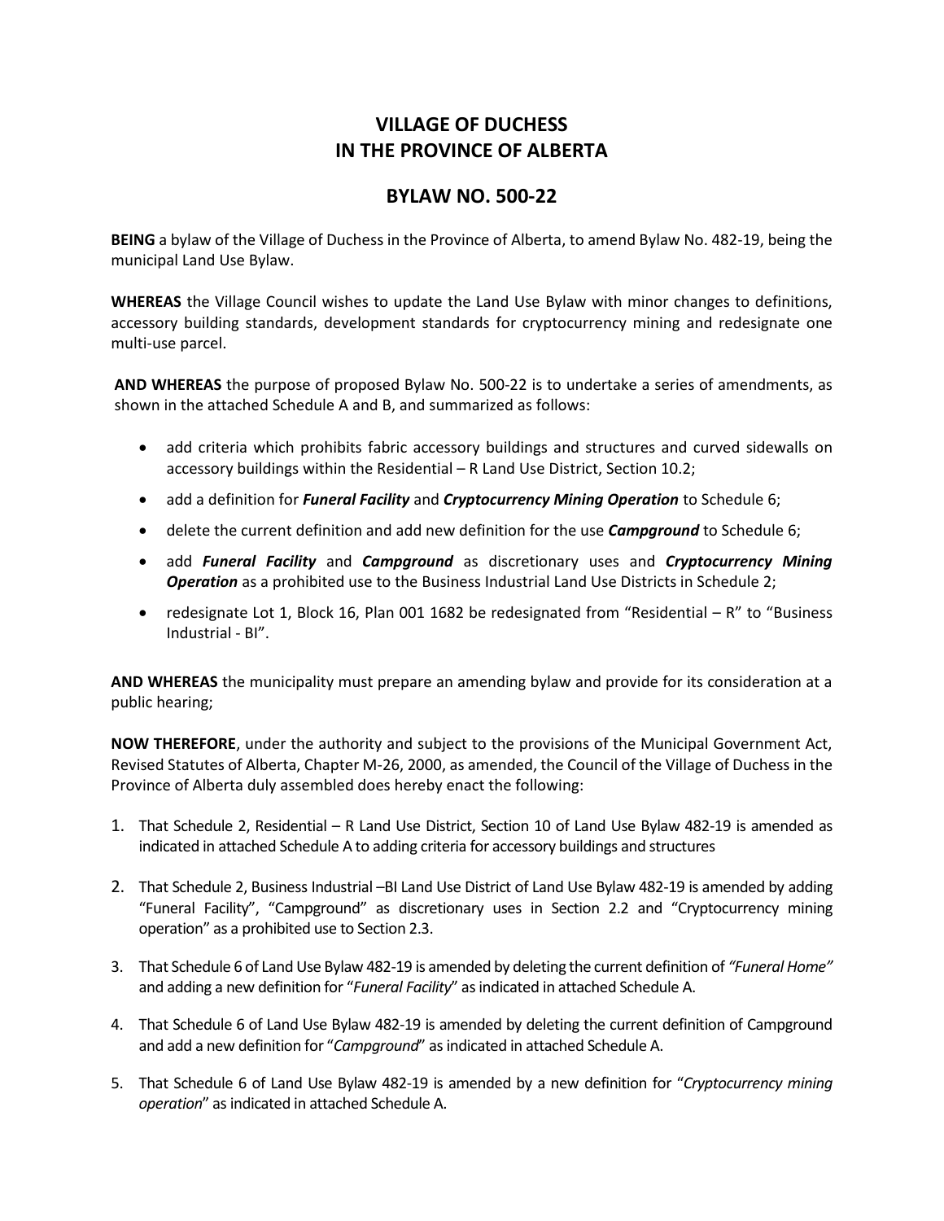# VILLAGE OF DUCHESS
# IN THE PROVINCE OF ALBERTA

## BYLAW NO. 500-22

**BEING** a bylaw of the Village of Duchess in the Province of Alberta, to amend Bylaw No. 482-19, being the municipal Land Use Bylaw.

**WHEREAS** the Village Council wishes to update the Land Use Bylaw with minor changes to definitions, accessory building standards, development standards for cryptocurrency mining and redesignate one multi-use parcel.

**AND WHEREAS** the purpose of proposed Bylaw No. 500-22 is to undertake a series of amendments, as shown in the attached Schedule A and B, and summarized as follows:

- add criteria which prohibits fabric accessory buildings and structures and curved sidewalls on accessory buildings within the Residential – R Land Use District, Section 10.2;
- add a definition for ***Funeral Facility*** and ***Cryptocurrency Mining Operation*** to Schedule 6;
- delete the current definition and add new definition for the use ***Campground*** to Schedule 6;
- add ***Funeral Facility*** and ***Campground*** as discretionary uses and ***Cryptocurrency Mining Operation*** as a prohibited use to the Business Industrial Land Use Districts in Schedule 2;
- redesignate Lot 1, Block 16, Plan 001 1682 be redesignated from "Residential – R" to "Business Industrial - BI".

**AND WHEREAS** the municipality must prepare an amending bylaw and provide for its consideration at a public hearing;

**NOW THEREFORE**, under the authority and subject to the provisions of the Municipal Government Act, Revised Statutes of Alberta, Chapter M-26, 2000, as amended, the Council of the Village of Duchess in the Province of Alberta duly assembled does hereby enact the following:

1. That Schedule 2, Residential – R Land Use District, Section 10 of Land Use Bylaw 482-19 is amended as indicated in attached Schedule A to adding criteria for accessory buildings and structures
2. That Schedule 2, Business Industrial –BI Land Use District of Land Use Bylaw 482-19 is amended by adding "Funeral Facility", "Campground" as discretionary uses in Section 2.2 and "Cryptocurrency mining operation" as a prohibited use to Section 2.3.
3. That Schedule 6 of Land Use Bylaw 482-19 is amended by deleting the current definition of *"Funeral Home"* and adding a new definition for "*Funeral Facility*" as indicated in attached Schedule A.
4. That Schedule 6 of Land Use Bylaw 482-19 is amended by deleting the current definition of Campground and add a new definition for "*Campground*" as indicated in attached Schedule A.
5. That Schedule 6 of Land Use Bylaw 482-19 is amended by a new definition for "*Cryptocurrency mining operation*" as indicated in attached Schedule A.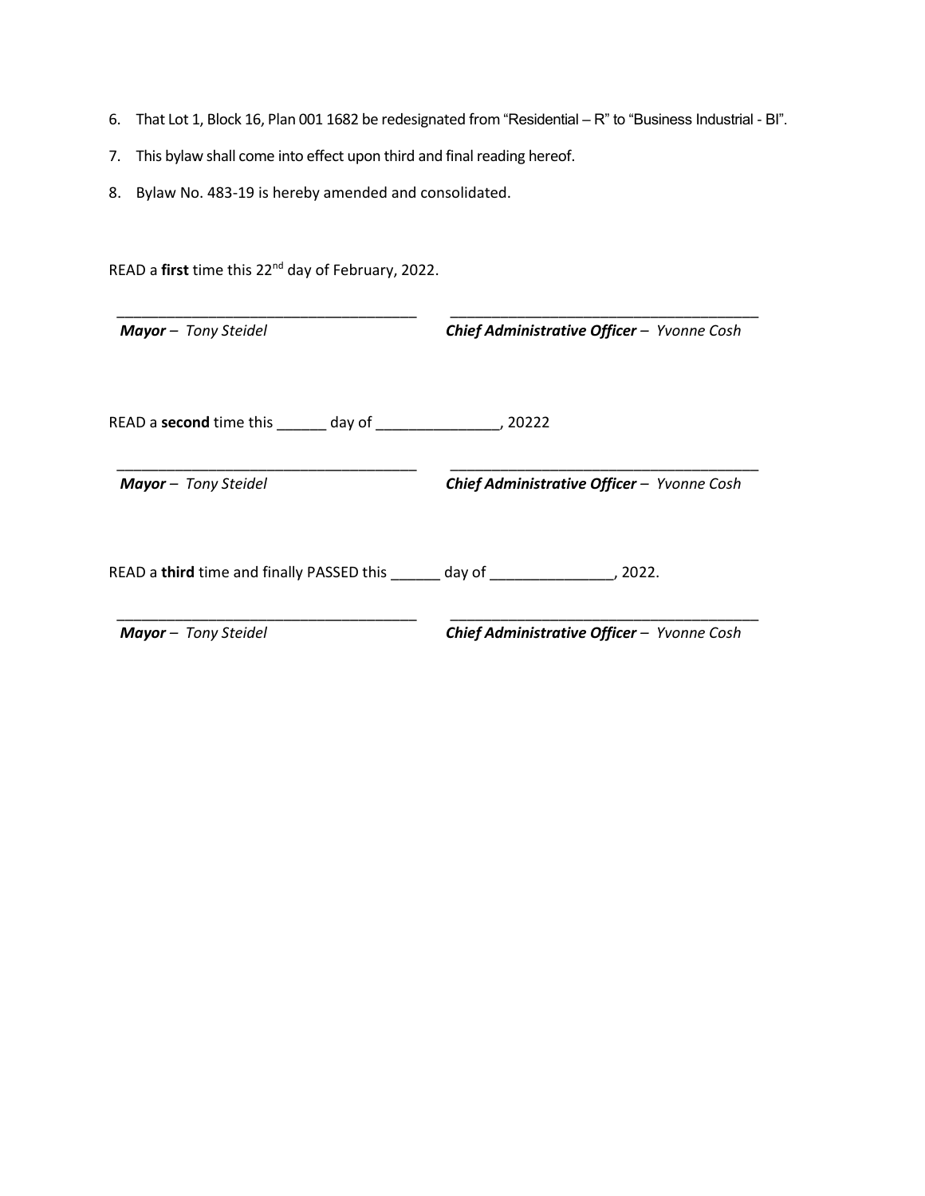6. That Lot 1, Block 16, Plan 001 1682 be redesignated from “Residential – R” to “Business Industrial - BI”.
7. This bylaw shall come into effect upon third and final reading hereof.
8. Bylaw No. 483-19 is hereby amended and consolidated.

READ a **first** time this 22nd day of February, 2022.

_______________________________________ _______________________________________

***Mayor*** – *Tony Steidel* ***Chief Administrative Officer*** – *Yvonne Cosh*

READ a **second** time this ______ day of _______________, 20222

_______________________________________ _______________________________________

***Mayor*** – *Tony Steidel* ***Chief Administrative Officer*** – *Yvonne Cosh*

READ a **third** time and finally PASSED this ______ day of _______________, 2022.

_______________________________________ _______________________________________

***Mayor*** – *Tony Steidel* ***Chief Administrative Officer*** – *Yvonne Cosh*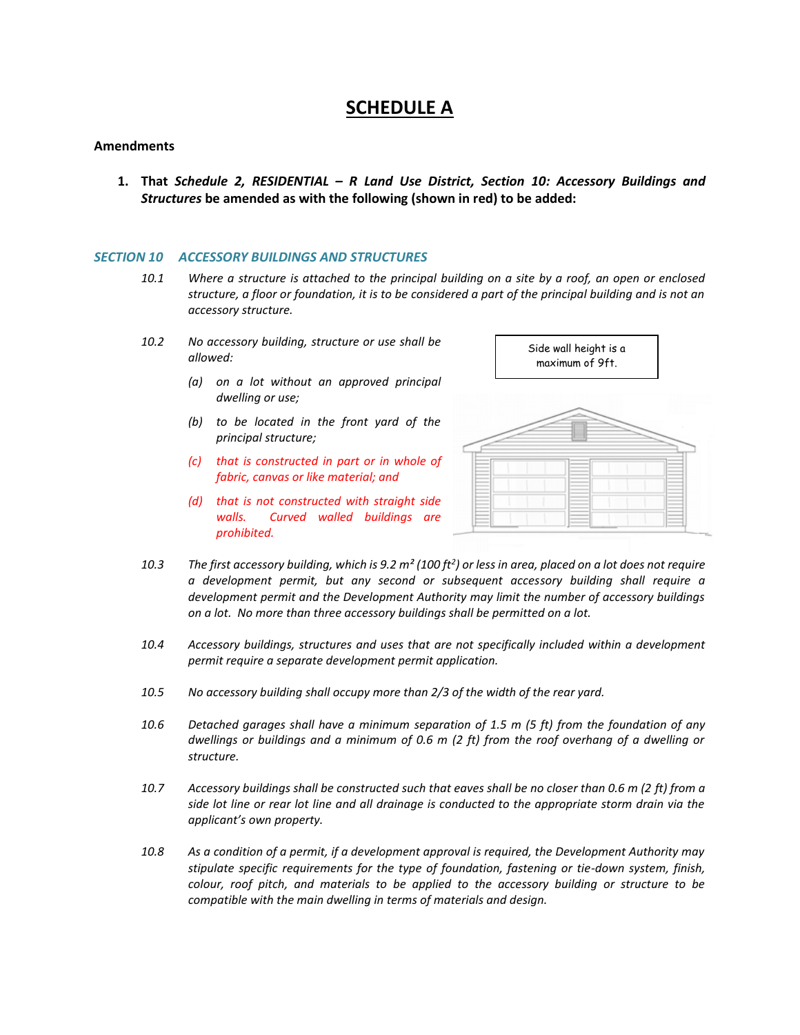# SCHEDULE A

**Amendments**

1. **That *Schedule 2, RESIDENTIAL – R Land Use District, Section 10: Accessory Buildings and Structures* be amended as with the following (shown in red) to be added:**

### *SECTION 10 ACCESSORY BUILDINGS AND STRUCTURES*

*10.1* *Where a structure is attached to the principal building on a site by a roof, an open or enclosed structure, a floor or foundation, it is to be considered a part of the principal building and is not an accessory structure.*

*10.2* *No accessory building, structure or use shall be allowed:*

*(a)* *on a lot without an approved principal dwelling or use;*

*(b)* *to be located in the front yard of the principal structure;*

*(c)* *that is constructed in part or in whole of fabric, canvas or like material; and*

*(d)* *that is not constructed with straight side walls. Curved walled buildings are prohibited.*

Side wall height is a maximum of 9ft.

*10.3* *The first accessory building, which is 9.2 m² (100 ft²) or less in area, placed on a lot does not require a development permit, but any second or subsequent accessory building shall require a development permit and the Development Authority may limit the number of accessory buildings on a lot. No more than three accessory buildings shall be permitted on a lot.*

*10.4* *Accessory buildings, structures and uses that are not specifically included within a development permit require a separate development permit application.*

*10.5* *No accessory building shall occupy more than 2/3 of the width of the rear yard.*

*10.6* *Detached garages shall have a minimum separation of 1.5 m (5 ft) from the foundation of any dwellings or buildings and a minimum of 0.6 m (2 ft) from the roof overhang of a dwelling or structure.*

*10.7* *Accessory buildings shall be constructed such that eaves shall be no closer than 0.6 m (2 ft) from a side lot line or rear lot line and all drainage is conducted to the appropriate storm drain via the applicant's own property.*

*10.8* *As a condition of a permit, if a development approval is required, the Development Authority may stipulate specific requirements for the type of foundation, fastening or tie-down system, finish, colour, roof pitch, and materials to be applied to the accessory building or structure to be compatible with the main dwelling in terms of materials and design.*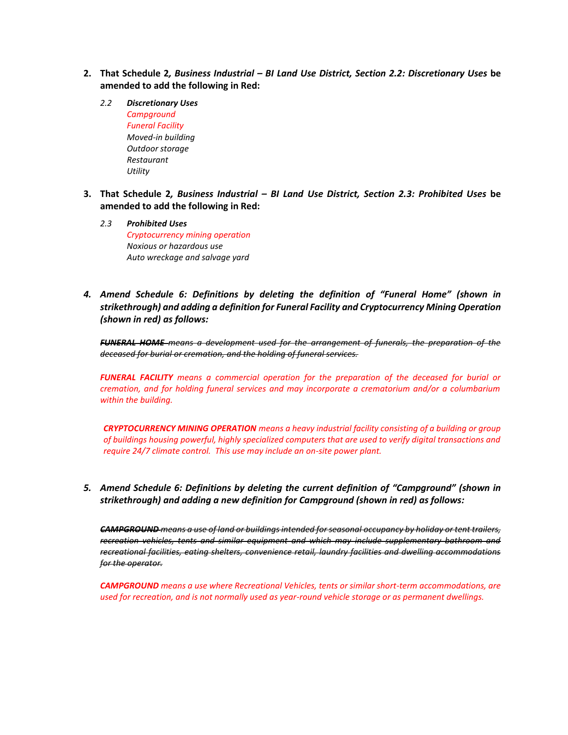2. **That Schedule 2, *Business Industrial – BI Land Use District, Section 2.2: Discretionary Uses* be amended to add the following in Red:**

   *2.2* ***Discretionary Uses***
   *Campground*
   *Funeral Facility*
   *Moved-in building*
   *Outdoor storage*
   *Restaurant*
   *Utility*

3. **That Schedule 2, *Business Industrial – BI Land Use District, Section 2.3: Prohibited Uses* be amended to add the following in Red:**

   *2.3* ***Prohibited Uses***
   *Cryptocurrency mining operation*
   *Noxious or hazardous use*
   *Auto wreckage and salvage yard*

4. ***Amend Schedule 6: Definitions by deleting the definition of "Funeral Home" (shown in strikethrough) and adding a definition for Funeral Facility and Cryptocurrency Mining Operation (shown in red) as follows:***

   ~~***FUNERAL HOME** means a development used for the arrangement of funerals, the preparation of the deceased for burial or cremation, and the holding of funeral services.*~~

   ***FUNERAL FACILITY** means a commercial operation for the preparation of the deceased for burial or cremation, and for holding funeral services and may incorporate a crematorium and/or a columbarium within the building.*

   ***CRYPTOCURRENCY MINING OPERATION** means a heavy industrial facility consisting of a building or group of buildings housing powerful, highly specialized computers that are used to verify digital transactions and require 24/7 climate control. This use may include an on-site power plant.*

5. ***Amend Schedule 6: Definitions by deleting the current definition of "Campground" (shown in strikethrough) and adding a new definition for Campground (shown in red) as follows:***

   ~~***CAMPGROUND** means a use of land or buildings intended for seasonal occupancy by holiday or tent trailers, recreation vehicles, tents and similar equipment and which may include supplementary bathroom and recreational facilities, eating shelters, convenience retail, laundry facilities and dwelling accommodations for the operator.*~~

   ***CAMPGROUND** means a use where Recreational Vehicles, tents or similar short-term accommodations, are used for recreation, and is not normally used as year-round vehicle storage or as permanent dwellings.*